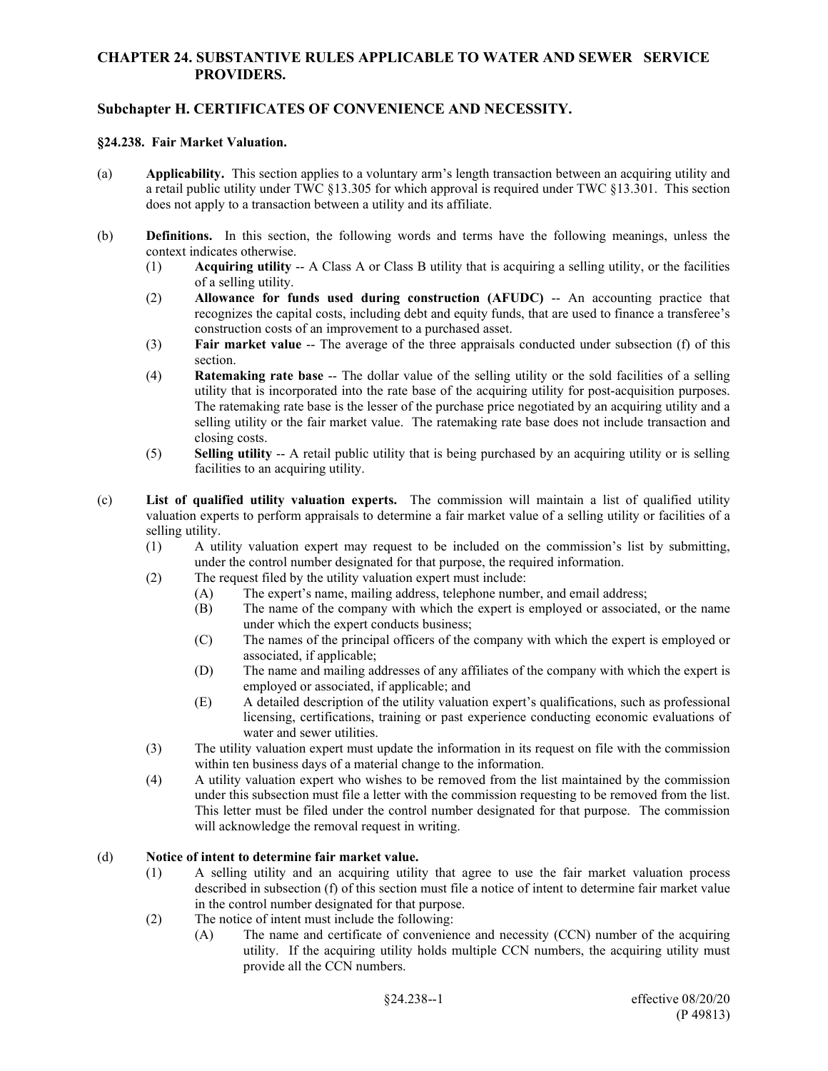# CHAPTER 24. SUBSTANTIVE RULES APPLICABLE TO WATER AND SEWER SERVICE PROVIDERS.

## Subchapter H. CERTIFICATES OF CONVENIENCE AND NECESSITY.

### §24.238. Fair Market Valuation.

(a) **Applicability.** This section applies to a voluntary arm's length transaction between an acquiring utility and a retail public utility under TWC §13.305 for which approval is required under TWC §13.301. This section does not apply to a transaction between a utility and its affiliate.

(b) **Definitions.** In this section, the following words and terms have the following meanings, unless the context indicates otherwise.

- (1) **Acquiring utility** -- A Class A or Class B utility that is acquiring a selling utility, or the facilities of a selling utility.
- (2) **Allowance for funds used during construction (AFUDC)** -- An accounting practice that recognizes the capital costs, including debt and equity funds, that are used to finance a transferee's construction costs of an improvement to a purchased asset.
- (3) **Fair market value** -- The average of the three appraisals conducted under subsection (f) of this section.
- (4) **Ratemaking rate base** -- The dollar value of the selling utility or the sold facilities of a selling utility that is incorporated into the rate base of the acquiring utility for post-acquisition purposes. The ratemaking rate base is the lesser of the purchase price negotiated by an acquiring utility and a selling utility or the fair market value. The ratemaking rate base does not include transaction and closing costs.
- (5) **Selling utility** -- A retail public utility that is being purchased by an acquiring utility or is selling facilities to an acquiring utility.

(c) **List of qualified utility valuation experts.** The commission will maintain a list of qualified utility valuation experts to perform appraisals to determine a fair market value of a selling utility or facilities of a selling utility.

- (1) A utility valuation expert may request to be included on the commission's list by submitting, under the control number designated for that purpose, the required information.
- (2) The request filed by the utility valuation expert must include:
  - (A) The expert's name, mailing address, telephone number, and email address;
  - (B) The name of the company with which the expert is employed or associated, or the name under which the expert conducts business;
  - (C) The names of the principal officers of the company with which the expert is employed or associated, if applicable;
  - (D) The name and mailing addresses of any affiliates of the company with which the expert is employed or associated, if applicable; and
  - (E) A detailed description of the utility valuation expert's qualifications, such as professional licensing, certifications, training or past experience conducting economic evaluations of water and sewer utilities.
- (3) The utility valuation expert must update the information in its request on file with the commission within ten business days of a material change to the information.
- (4) A utility valuation expert who wishes to be removed from the list maintained by the commission under this subsection must file a letter with the commission requesting to be removed from the list. This letter must be filed under the control number designated for that purpose. The commission will acknowledge the removal request in writing.

(d) **Notice of intent to determine fair market value.**

- (1) A selling utility and an acquiring utility that agree to use the fair market valuation process described in subsection (f) of this section must file a notice of intent to determine fair market value in the control number designated for that purpose.
- (2) The notice of intent must include the following:
  - (A) The name and certificate of convenience and necessity (CCN) number of the acquiring utility. If the acquiring utility holds multiple CCN numbers, the acquiring utility must provide all the CCN numbers.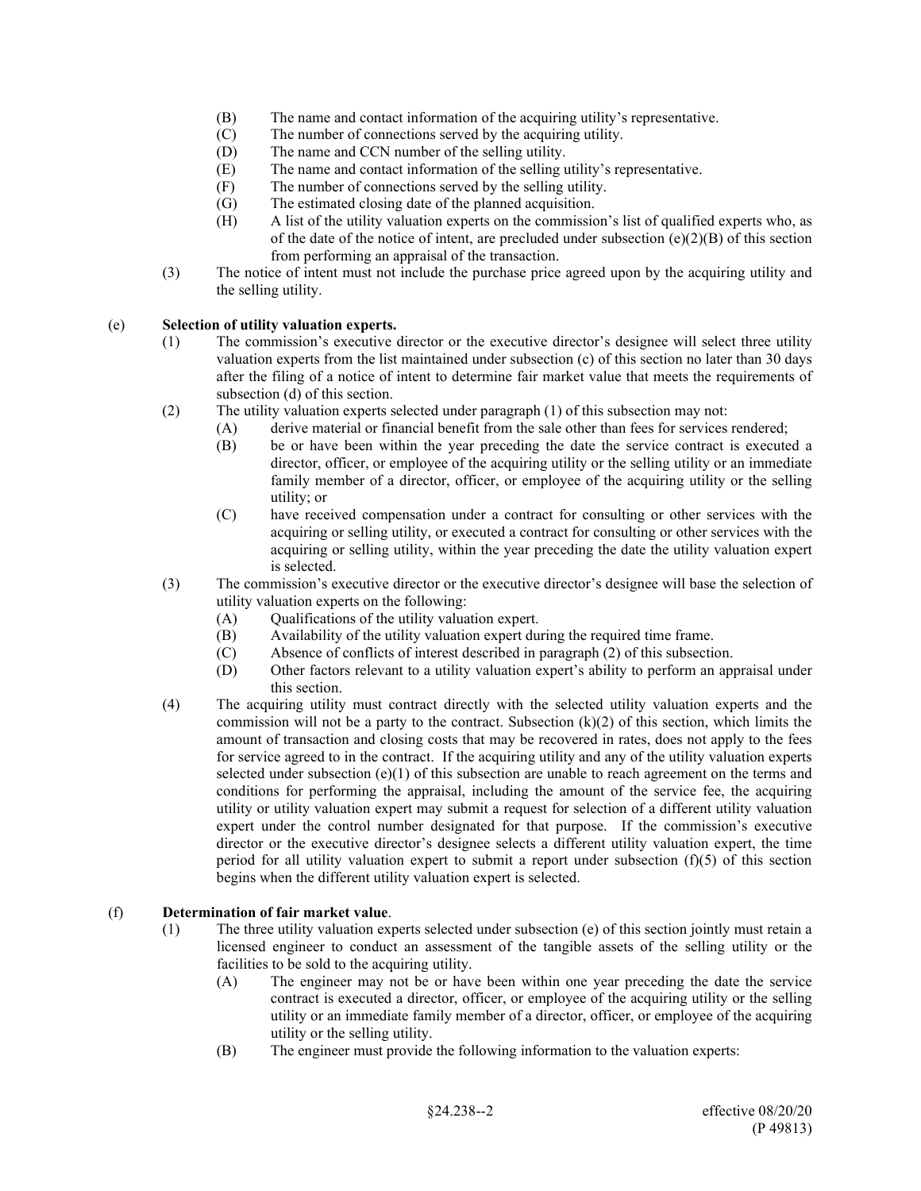- (B) The name and contact information of the acquiring utility's representative.
- (C) The number of connections served by the acquiring utility.
- (D) The name and CCN number of the selling utility.
- (E) The name and contact information of the selling utility's representative.
- (F) The number of connections served by the selling utility.
- (G) The estimated closing date of the planned acquisition.
- (H) A list of the utility valuation experts on the commission's list of qualified experts who, as of the date of the notice of intent, are precluded under subsection (e)(2)(B) of this section from performing an appraisal of the transaction.

(3) The notice of intent must not include the purchase price agreed upon by the acquiring utility and the selling utility.

(e) **Selection of utility valuation experts.**

(1) The commission's executive director or the executive director's designee will select three utility valuation experts from the list maintained under subsection (c) of this section no later than 30 days after the filing of a notice of intent to determine fair market value that meets the requirements of subsection (d) of this section.

(2) The utility valuation experts selected under paragraph (1) of this subsection may not:

- (A) derive material or financial benefit from the sale other than fees for services rendered;
- (B) be or have been within the year preceding the date the service contract is executed a director, officer, or employee of the acquiring utility or the selling utility or an immediate family member of a director, officer, or employee of the acquiring utility or the selling utility; or
- (C) have received compensation under a contract for consulting or other services with the acquiring or selling utility, or executed a contract for consulting or other services with the acquiring or selling utility, within the year preceding the date the utility valuation expert is selected.

(3) The commission's executive director or the executive director's designee will base the selection of utility valuation experts on the following:

- (A) Qualifications of the utility valuation expert.
- (B) Availability of the utility valuation expert during the required time frame.
- (C) Absence of conflicts of interest described in paragraph (2) of this subsection.
- (D) Other factors relevant to a utility valuation expert's ability to perform an appraisal under this section.

(4) The acquiring utility must contract directly with the selected utility valuation experts and the commission will not be a party to the contract. Subsection (k)(2) of this section, which limits the amount of transaction and closing costs that may be recovered in rates, does not apply to the fees for service agreed to in the contract. If the acquiring utility and any of the utility valuation experts selected under subsection (e)(1) of this subsection are unable to reach agreement on the terms and conditions for performing the appraisal, including the amount of the service fee, the acquiring utility or utility valuation expert may submit a request for selection of a different utility valuation expert under the control number designated for that purpose. If the commission's executive director or the executive director's designee selects a different utility valuation expert, the time period for all utility valuation expert to submit a report under subsection (f)(5) of this section begins when the different utility valuation expert is selected.

(f) **Determination of fair market value**.

(1) The three utility valuation experts selected under subsection (e) of this section jointly must retain a licensed engineer to conduct an assessment of the tangible assets of the selling utility or the facilities to be sold to the acquiring utility.

- (A) The engineer may not be or have been within one year preceding the date the service contract is executed a director, officer, or employee of the acquiring utility or the selling utility or an immediate family member of a director, officer, or employee of the acquiring utility or the selling utility.
- (B) The engineer must provide the following information to the valuation experts: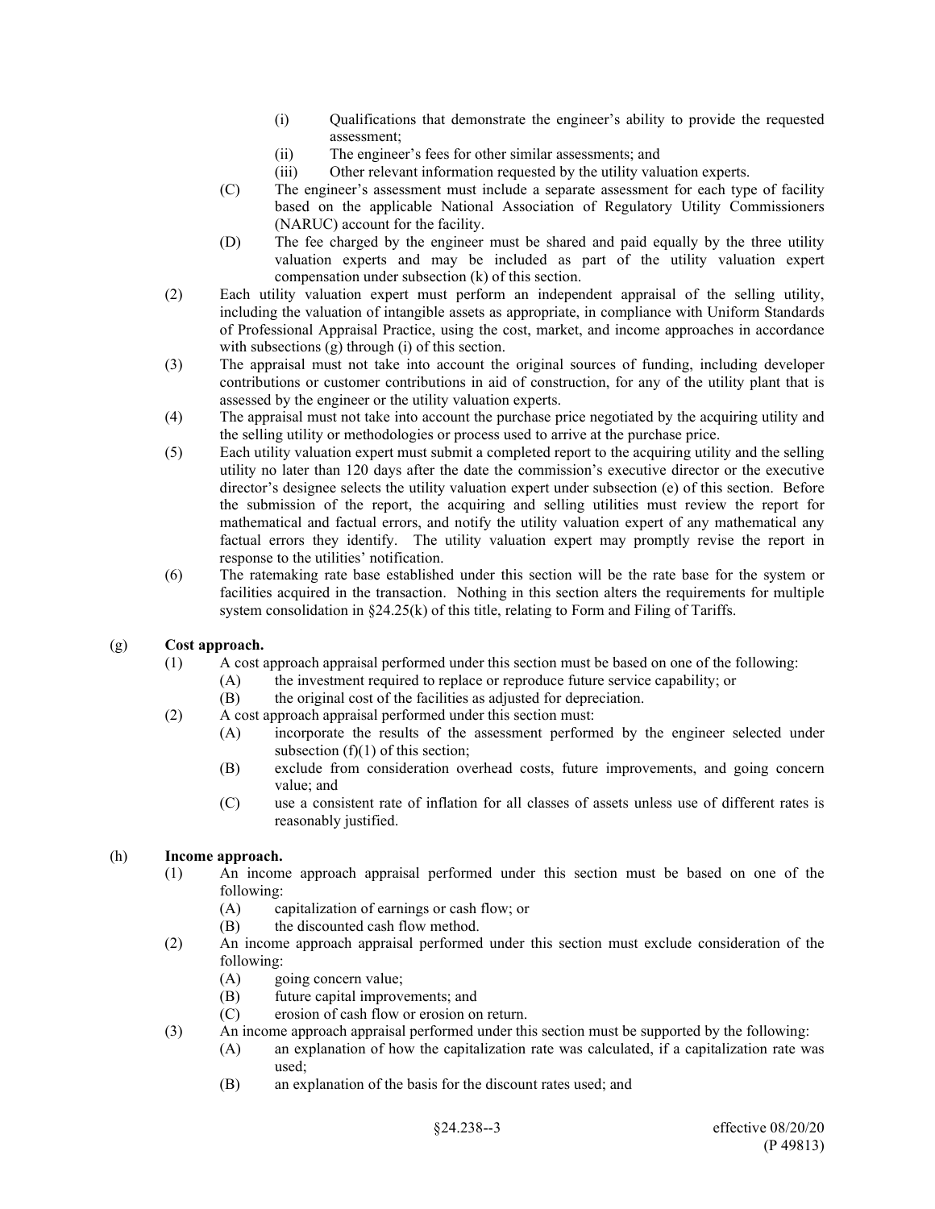- (i) Qualifications that demonstrate the engineer's ability to provide the requested assessment;
- (ii) The engineer's fees for other similar assessments; and
- (iii) Other relevant information requested by the utility valuation experts.

(C) The engineer's assessment must include a separate assessment for each type of facility based on the applicable National Association of Regulatory Utility Commissioners (NARUC) account for the facility.

(D) The fee charged by the engineer must be shared and paid equally by the three utility valuation experts and may be included as part of the utility valuation expert compensation under subsection (k) of this section.

(2) Each utility valuation expert must perform an independent appraisal of the selling utility, including the valuation of intangible assets as appropriate, in compliance with Uniform Standards of Professional Appraisal Practice, using the cost, market, and income approaches in accordance with subsections (g) through (i) of this section.

(3) The appraisal must not take into account the original sources of funding, including developer contributions or customer contributions in aid of construction, for any of the utility plant that is assessed by the engineer or the utility valuation experts.

(4) The appraisal must not take into account the purchase price negotiated by the acquiring utility and the selling utility or methodologies or process used to arrive at the purchase price.

(5) Each utility valuation expert must submit a completed report to the acquiring utility and the selling utility no later than 120 days after the date the commission's executive director or the executive director's designee selects the utility valuation expert under subsection (e) of this section. Before the submission of the report, the acquiring and selling utilities must review the report for mathematical and factual errors, and notify the utility valuation expert of any mathematical any factual errors they identify. The utility valuation expert may promptly revise the report in response to the utilities' notification.

(6) The ratemaking rate base established under this section will be the rate base for the system or facilities acquired in the transaction. Nothing in this section alters the requirements for multiple system consolidation in §24.25(k) of this title, relating to Form and Filing of Tariffs.

(g) **Cost approach.**

(1) A cost approach appraisal performed under this section must be based on one of the following:

- (A) the investment required to replace or reproduce future service capability; or
- (B) the original cost of the facilities as adjusted for depreciation.

(2) A cost approach appraisal performed under this section must:

- (A) incorporate the results of the assessment performed by the engineer selected under subsection (f)(1) of this section;
- (B) exclude from consideration overhead costs, future improvements, and going concern value; and
- (C) use a consistent rate of inflation for all classes of assets unless use of different rates is reasonably justified.

(h) **Income approach.**

(1) An income approach appraisal performed under this section must be based on one of the following:

- (A) capitalization of earnings or cash flow; or
- (B) the discounted cash flow method.

(2) An income approach appraisal performed under this section must exclude consideration of the following:

- (A) going concern value;
- (B) future capital improvements; and
- (C) erosion of cash flow or erosion on return.

(3) An income approach appraisal performed under this section must be supported by the following:

- (A) an explanation of how the capitalization rate was calculated, if a capitalization rate was used;
- (B) an explanation of the basis for the discount rates used; and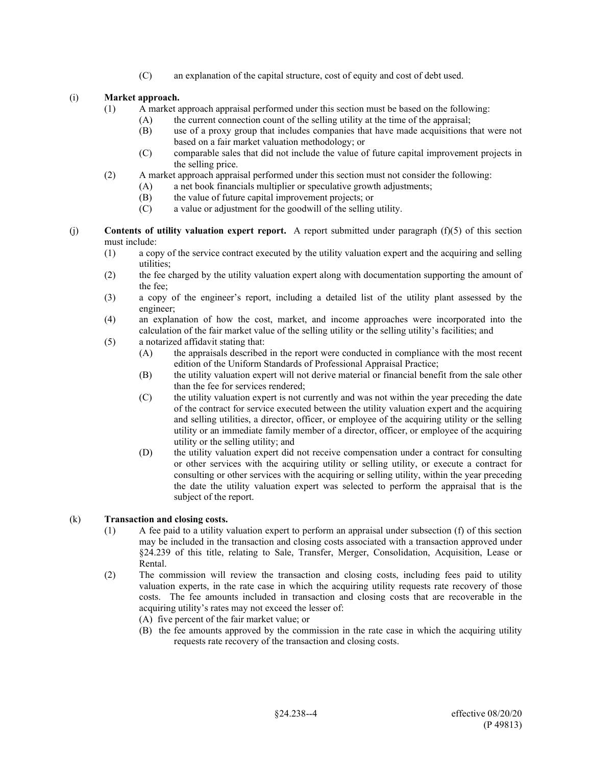(C) an explanation of the capital structure, cost of equity and cost of debt used.

(i) **Market approach.**

(1) A market approach appraisal performed under this section must be based on the following:

(A) the current connection count of the selling utility at the time of the appraisal;

(B) use of a proxy group that includes companies that have made acquisitions that were not based on a fair market valuation methodology; or

(C) comparable sales that did not include the value of future capital improvement projects in the selling price.

(2) A market approach appraisal performed under this section must not consider the following:

(A) a net book financials multiplier or speculative growth adjustments;

(B) the value of future capital improvement projects; or

(C) a value or adjustment for the goodwill of the selling utility.

(j) **Contents of utility valuation expert report.** A report submitted under paragraph (f)(5) of this section must include:

(1) a copy of the service contract executed by the utility valuation expert and the acquiring and selling utilities;

(2) the fee charged by the utility valuation expert along with documentation supporting the amount of the fee;

(3) a copy of the engineer's report, including a detailed list of the utility plant assessed by the engineer;

(4) an explanation of how the cost, market, and income approaches were incorporated into the calculation of the fair market value of the selling utility or the selling utility's facilities; and

(5) a notarized affidavit stating that:

(A) the appraisals described in the report were conducted in compliance with the most recent edition of the Uniform Standards of Professional Appraisal Practice;

(B) the utility valuation expert will not derive material or financial benefit from the sale other than the fee for services rendered;

(C) the utility valuation expert is not currently and was not within the year preceding the date of the contract for service executed between the utility valuation expert and the acquiring and selling utilities, a director, officer, or employee of the acquiring utility or the selling utility or an immediate family member of a director, officer, or employee of the acquiring utility or the selling utility; and

(D) the utility valuation expert did not receive compensation under a contract for consulting or other services with the acquiring utility or selling utility, or execute a contract for consulting or other services with the acquiring or selling utility, within the year preceding the date the utility valuation expert was selected to perform the appraisal that is the subject of the report.

(k) **Transaction and closing costs.**

(1) A fee paid to a utility valuation expert to perform an appraisal under subsection (f) of this section may be included in the transaction and closing costs associated with a transaction approved under §24.239 of this title, relating to Sale, Transfer, Merger, Consolidation, Acquisition, Lease or Rental.

(2) The commission will review the transaction and closing costs, including fees paid to utility valuation experts, in the rate case in which the acquiring utility requests rate recovery of those costs. The fee amounts included in transaction and closing costs that are recoverable in the acquiring utility's rates may not exceed the lesser of:

(A) five percent of the fair market value; or

(B) the fee amounts approved by the commission in the rate case in which the acquiring utility requests rate recovery of the transaction and closing costs.